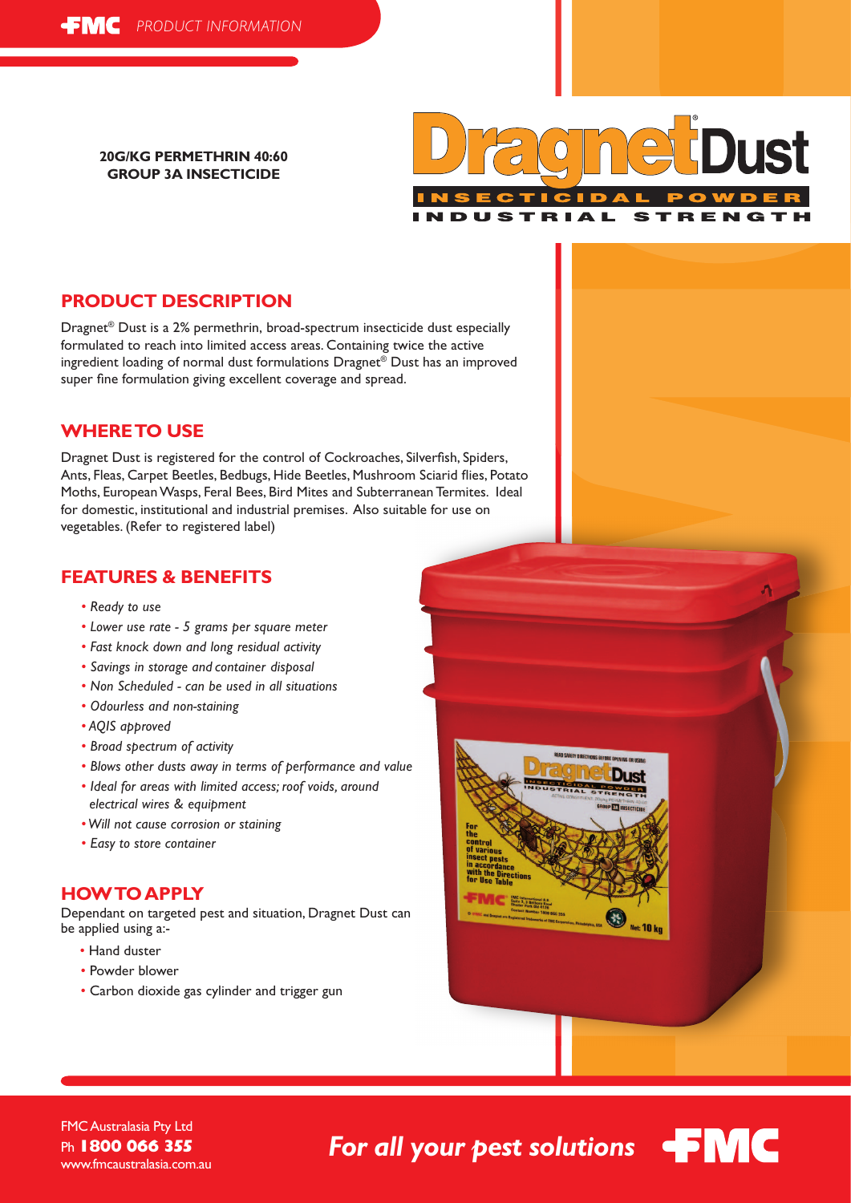FMC PRODUCT INFORMATION

**20G/KG PERMETHRIN 40:60**
**GROUP 3A INSECTICIDE**

# Dragnet® Dust

INSECTICIDAL POWDER
INDUSTRIAL STRENGTH

## PRODUCT DESCRIPTION

Dragnet® Dust is a 2% permethrin, broad-spectrum insecticide dust especially formulated to reach into limited access areas. Containing twice the active ingredient loading of normal dust formulations Dragnet® Dust has an improved super fine formulation giving excellent coverage and spread.

## WHERE TO USE

Dragnet Dust is registered for the control of Cockroaches, Silverfish, Spiders, Ants, Fleas, Carpet Beetles, Bedbugs, Hide Beetles, Mushroom Sciarid flies, Potato Moths, European Wasps, Feral Bees, Bird Mites and Subterranean Termites. Ideal for domestic, institutional and industrial premises. Also suitable for use on vegetables. (Refer to registered label)

## FEATURES & BENEFITS

- *Ready to use*
- *Lower use rate - 5 grams per square meter*
- *Fast knock down and long residual activity*
- *Savings in storage and container disposal*
- *Non Scheduled - can be used in all situations*
- *Odourless and non-staining*
- *AQIS approved*
- *Broad spectrum of activity*
- *Blows other dusts away in terms of performance and value*
- *Ideal for areas with limited access; roof voids, around electrical wires & equipment*
- *Will not cause corrosion or staining*
- *Easy to store container*

## HOW TO APPLY

Dependant on targeted pest and situation, Dragnet Dust can be applied using a:-

- Hand duster
- Powder blower
- Carbon dioxide gas cylinder and trigger gun

FMC Australasia Pty Ltd
Ph **1800 066 355**
www.fmcaustralasia.com.au

*For all your pest solutions* FMC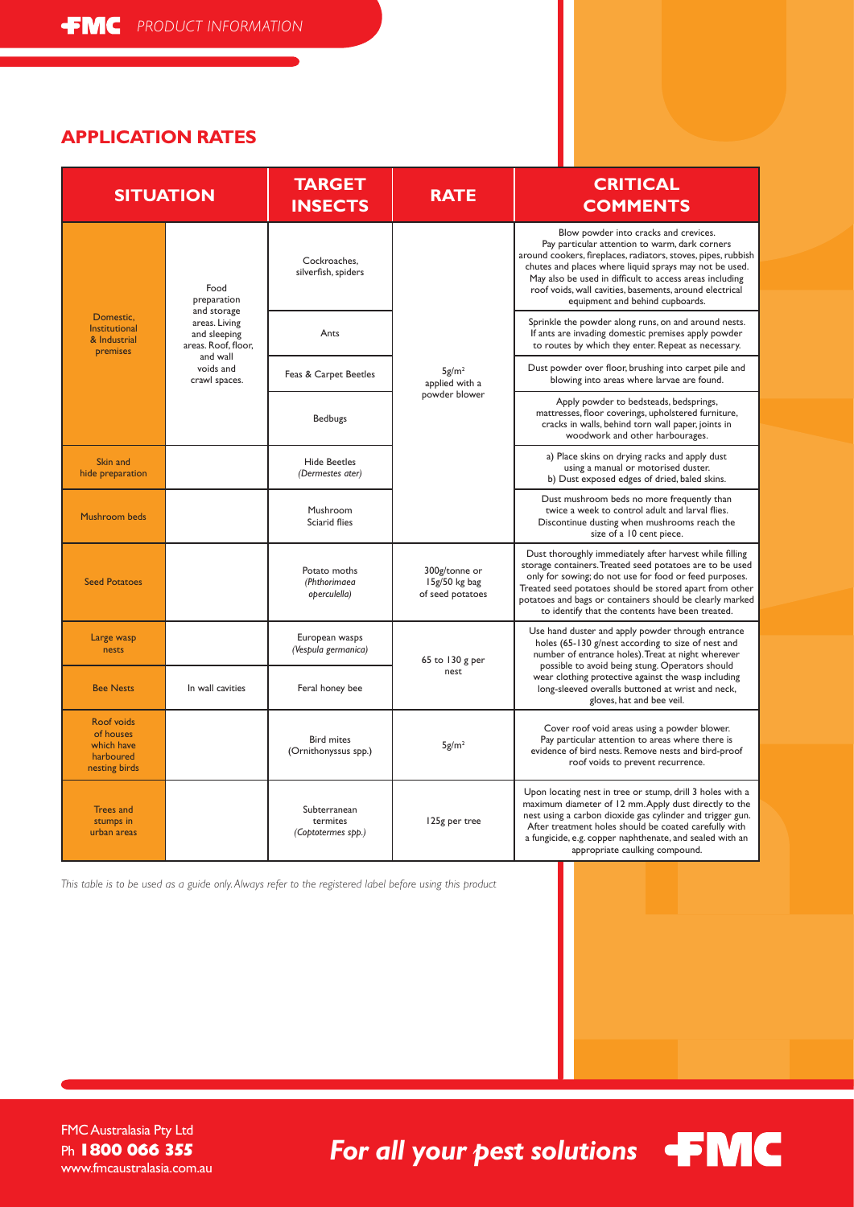## APPLICATION RATES

| SITUATION | | TARGET INSECTS | RATE | CRITICAL COMMENTS |
|---|---|---|---|---|
| Domestic, Institutional & Industrial premises | Food preparation and storage areas. Living and sleeping areas. Roof, floor, and wall voids and crawl spaces. | Cockroaches, silverfish, spiders | 5g/m$^2$ applied with a powder blower | Blow powder into cracks and crevices. Pay particular attention to warm, dark corners around cookers, fireplaces, radiators, stoves, pipes, rubbish chutes and places where liquid sprays may not be used. May also be used in difficult to access areas including roof voids, wall cavities, basements, around electrical equipment and behind cupboards. |
| | | Ants | | Sprinkle the powder along runs, on and around nests. If ants are invading domestic premises apply powder to routes by which they enter. Repeat as necessary. |
| | | Feas & Carpet Beetles | | Dust powder over floor, brushing into carpet pile and blowing into areas where larvae are found. |
| | | Bedbugs | | Apply powder to bedsteads, bedsprings, mattresses, floor coverings, upholstered furniture, cracks in walls, behind torn wall paper, joints in woodwork and other harbourages. |
| Skin and hide preparation | | Hide Beetles *(Dermestes ater)* | | a) Place skins on drying racks and apply dust using a manual or motorised duster. b) Dust exposed edges of dried, baled skins. |
| Mushroom beds | | Mushroom Sciarid flies | | Dust mushroom beds no more frequently than twice a week to control adult and larval flies. Discontinue dusting when mushrooms reach the size of a 10 cent piece. |
| Seed Potatoes | | Potato moths *(Phthorimaea operculella)* | 300g/tonne or 15g/50 kg bag of seed potatoes | Dust thoroughly immediately after harvest while filling storage containers. Treated seed potatoes are to be used only for sowing; do not use for food or feed purposes. Treated seed potatoes should be stored apart from other potatoes and bags or containers should be clearly marked to identify that the contents have been treated. |
| Large wasp nests | | European wasps *(Vespula germanica)* | 65 to 130 g per nest | Use hand duster and apply powder through entrance holes (65-130 g/nest according to size of nest and number of entrance holes). Treat at night wherever possible to avoid being stung. Operators should wear clothing protective against the wasp including long-sleeved overalls buttoned at wrist and neck, gloves, hat and bee veil. |
| Bee Nests | In wall cavities | Feral honey bee | | |
| Roof voids of houses which have harboured nesting birds | | Bird mites (Ornithonyssus spp.) | 5g/m$^2$ | Cover roof void areas using a powder blower. Pay particular attention to areas where there is evidence of bird nests. Remove nests and bird-proof roof voids to prevent recurrence. |
| Trees and stumps in urban areas | | Subterranean termites *(Coptotermes spp.)* | 125g per tree | Upon locating nest in tree or stump, drill 3 holes with a maximum diameter of 12 mm. Apply dust directly to the nest using a carbon dioxide gas cylinder and trigger gun. After treatment holes should be coated carefully with a fungicide, e.g. copper naphthenate, and sealed with an appropriate caulking compound. |

*This table is to be used as a guide only. Always refer to the registered label before using this product*

FMC Australasia Pty Ltd
Ph **1800 066 355**
www.fmcaustralasia.com.au

***For all your pest solutions***